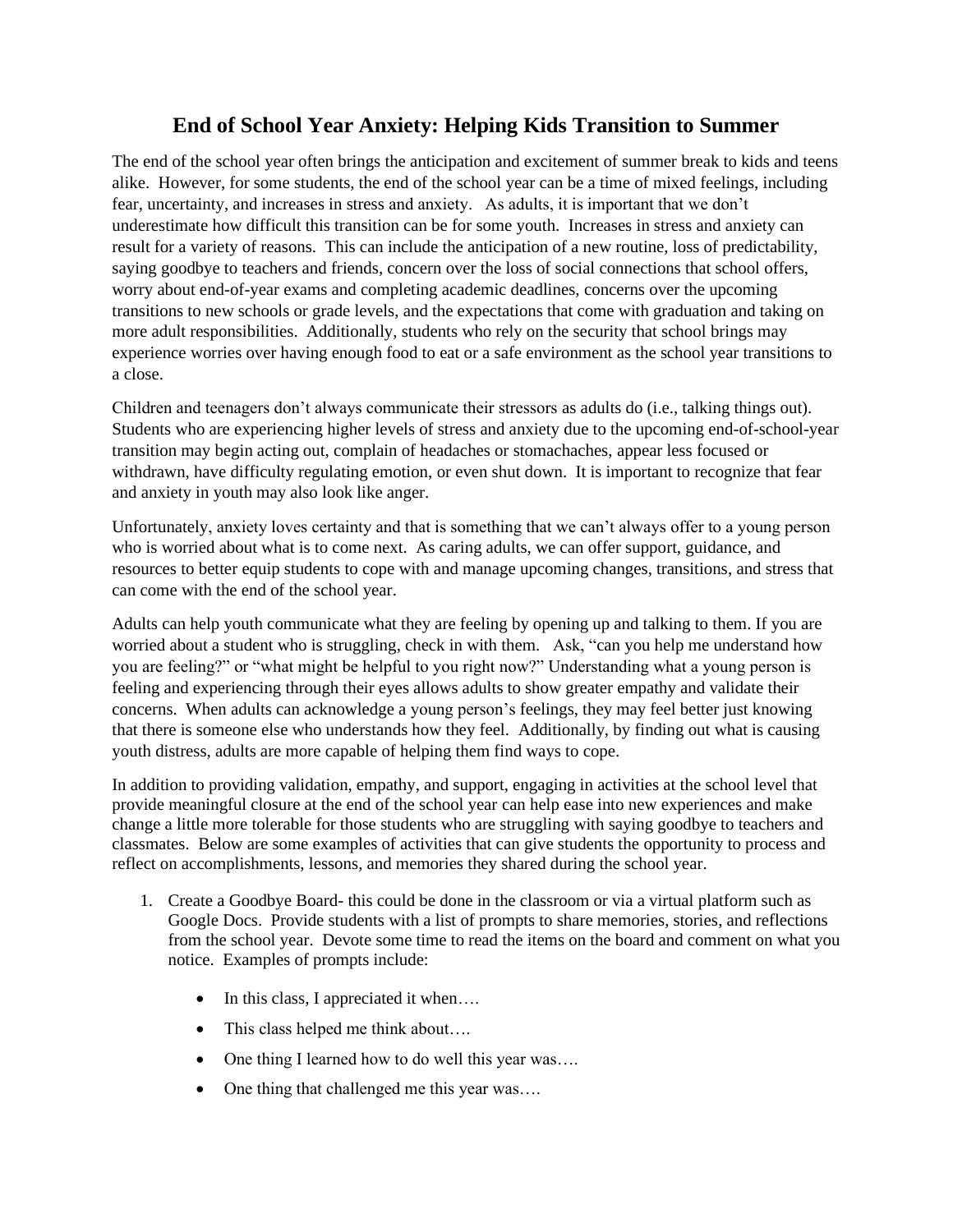# End of School Year Anxiety: Helping Kids Transition to Summer

The end of the school year often brings the anticipation and excitement of summer break to kids and teens alike. However, for some students, the end of the school year can be a time of mixed feelings, including fear, uncertainty, and increases in stress and anxiety. As adults, it is important that we don't underestimate how difficult this transition can be for some youth. Increases in stress and anxiety can result for a variety of reasons. This can include the anticipation of a new routine, loss of predictability, saying goodbye to teachers and friends, concern over the loss of social connections that school offers, worry about end-of-year exams and completing academic deadlines, concerns over the upcoming transitions to new schools or grade levels, and the expectations that come with graduation and taking on more adult responsibilities. Additionally, students who rely on the security that school brings may experience worries over having enough food to eat or a safe environment as the school year transitions to a close.

Children and teenagers don't always communicate their stressors as adults do (i.e., talking things out). Students who are experiencing higher levels of stress and anxiety due to the upcoming end-of-school-year transition may begin acting out, complain of headaches or stomachaches, appear less focused or withdrawn, have difficulty regulating emotion, or even shut down. It is important to recognize that fear and anxiety in youth may also look like anger.

Unfortunately, anxiety loves certainty and that is something that we can't always offer to a young person who is worried about what is to come next. As caring adults, we can offer support, guidance, and resources to better equip students to cope with and manage upcoming changes, transitions, and stress that can come with the end of the school year.

Adults can help youth communicate what they are feeling by opening up and talking to them. If you are worried about a student who is struggling, check in with them. Ask, "can you help me understand how you are feeling?" or "what might be helpful to you right now?" Understanding what a young person is feeling and experiencing through their eyes allows adults to show greater empathy and validate their concerns. When adults can acknowledge a young person's feelings, they may feel better just knowing that there is someone else who understands how they feel. Additionally, by finding out what is causing youth distress, adults are more capable of helping them find ways to cope.

In addition to providing validation, empathy, and support, engaging in activities at the school level that provide meaningful closure at the end of the school year can help ease into new experiences and make change a little more tolerable for those students who are struggling with saying goodbye to teachers and classmates. Below are some examples of activities that can give students the opportunity to process and reflect on accomplishments, lessons, and memories they shared during the school year.

1. Create a Goodbye Board- this could be done in the classroom or via a virtual platform such as Google Docs. Provide students with a list of prompts to share memories, stories, and reflections from the school year. Devote some time to read the items on the board and comment on what you notice. Examples of prompts include:

   - In this class, I appreciated it when….
   - This class helped me think about….
   - One thing I learned how to do well this year was….
   - One thing that challenged me this year was….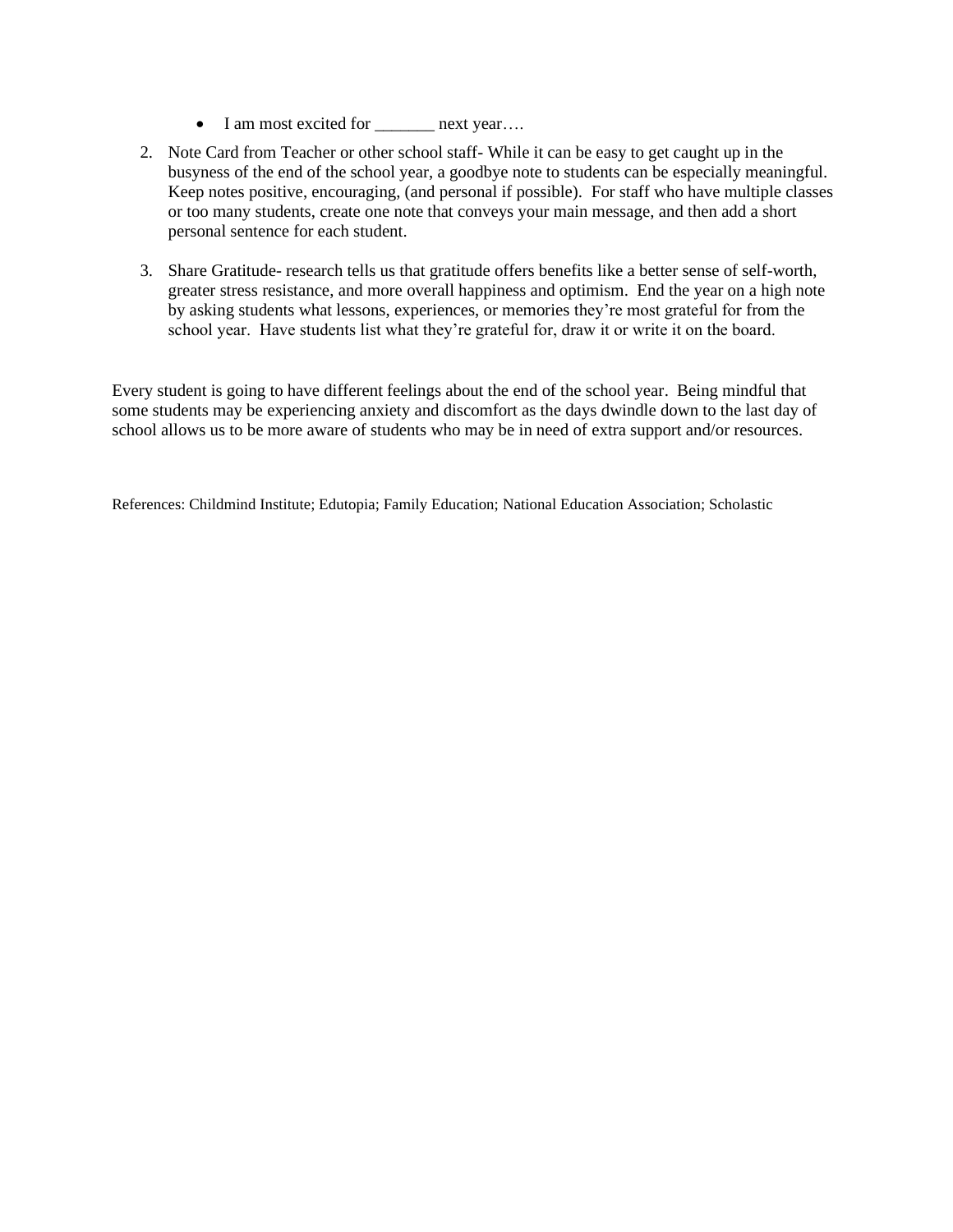- I am most excited for _______ next year….

2. Note Card from Teacher or other school staff- While it can be easy to get caught up in the busyness of the end of the school year, a goodbye note to students can be especially meaningful. Keep notes positive, encouraging, (and personal if possible). For staff who have multiple classes or too many students, create one note that conveys your main message, and then add a short personal sentence for each student.

3. Share Gratitude- research tells us that gratitude offers benefits like a better sense of self-worth, greater stress resistance, and more overall happiness and optimism. End the year on a high note by asking students what lessons, experiences, or memories they're most grateful for from the school year. Have students list what they're grateful for, draw it or write it on the board.

Every student is going to have different feelings about the end of the school year. Being mindful that some students may be experiencing anxiety and discomfort as the days dwindle down to the last day of school allows us to be more aware of students who may be in need of extra support and/or resources.

References: Childmind Institute; Edutopia; Family Education; National Education Association; Scholastic